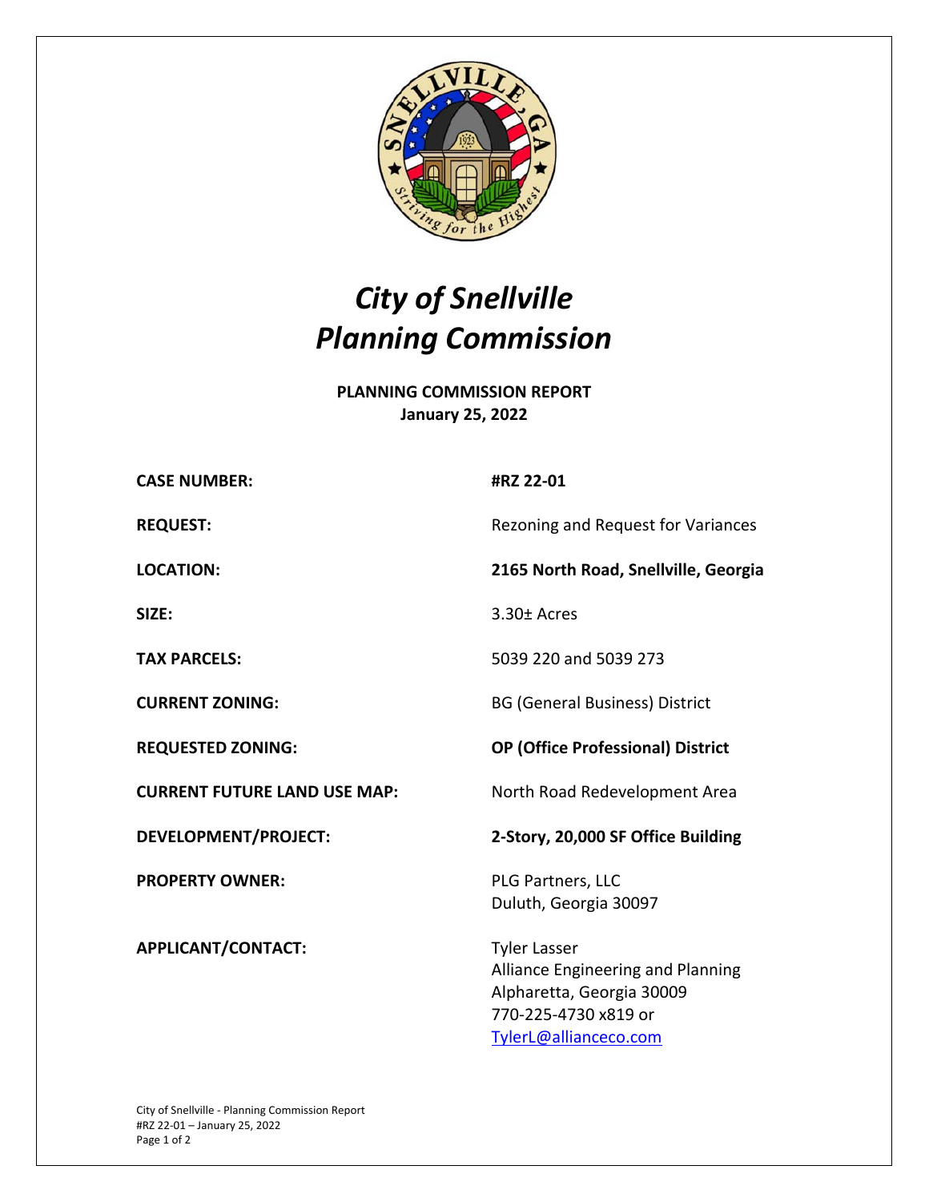# *City of Snellville*
# *Planning Commission*

**PLANNING COMMISSION REPORT**
**January 25, 2022**

| | |
|---|---|
| **CASE NUMBER:** | **#RZ 22-01** |
| **REQUEST:** | Rezoning and Request for Variances |
| **LOCATION:** | **2165 North Road, Snellville, Georgia** |
| **SIZE:** | 3.30± Acres |
| **TAX PARCELS:** | 5039 220 and 5039 273 |
| **CURRENT ZONING:** | BG (General Business) District |
| **REQUESTED ZONING:** | **OP (Office Professional) District** |
| **CURRENT FUTURE LAND USE MAP:** | North Road Redevelopment Area |
| **DEVELOPMENT/PROJECT:** | **2-Story, 20,000 SF Office Building** |
| **PROPERTY OWNER:** | PLG Partners, LLC<br>Duluth, Georgia 30097 |
| **APPLICANT/CONTACT:** | Tyler Lasser<br>Alliance Engineering and Planning<br>Alpharetta, Georgia 30009<br>770-225-4730 x819 or<br>TylerL@allianceco.com |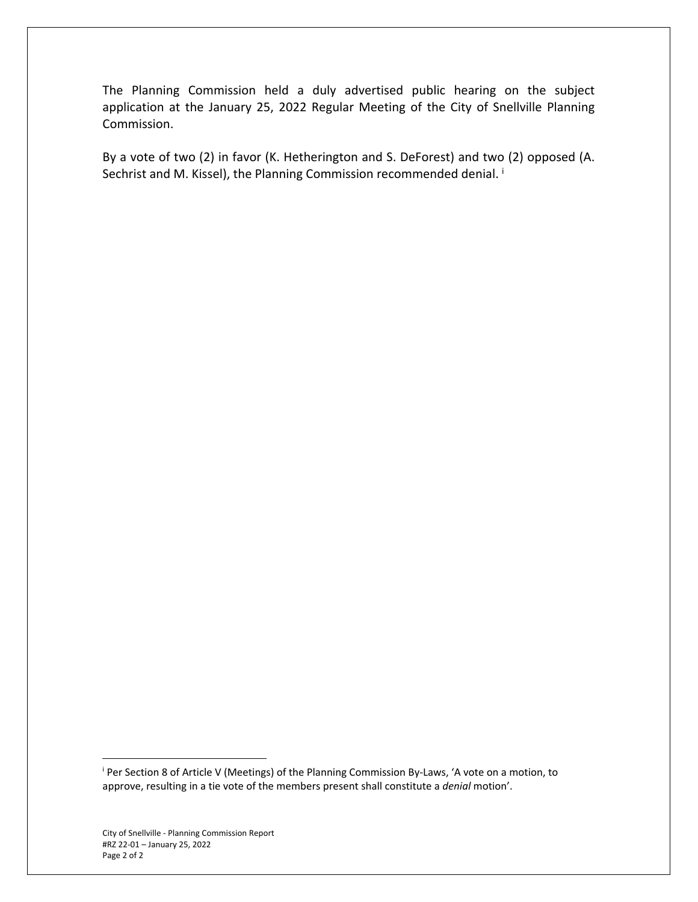The Planning Commission held a duly advertised public hearing on the subject application at the January 25, 2022 Regular Meeting of the City of Snellville Planning Commission.

By a vote of two (2) in favor (K. Hetherington and S. DeForest) and two (2) opposed (A. Sechrist and M. Kissel), the Planning Commission recommended denial. [i]

---

[i] Per Section 8 of Article V (Meetings) of the Planning Commission By-Laws, 'A vote on a motion, to approve, resulting in a tie vote of the members present shall constitute a *denial* motion'.